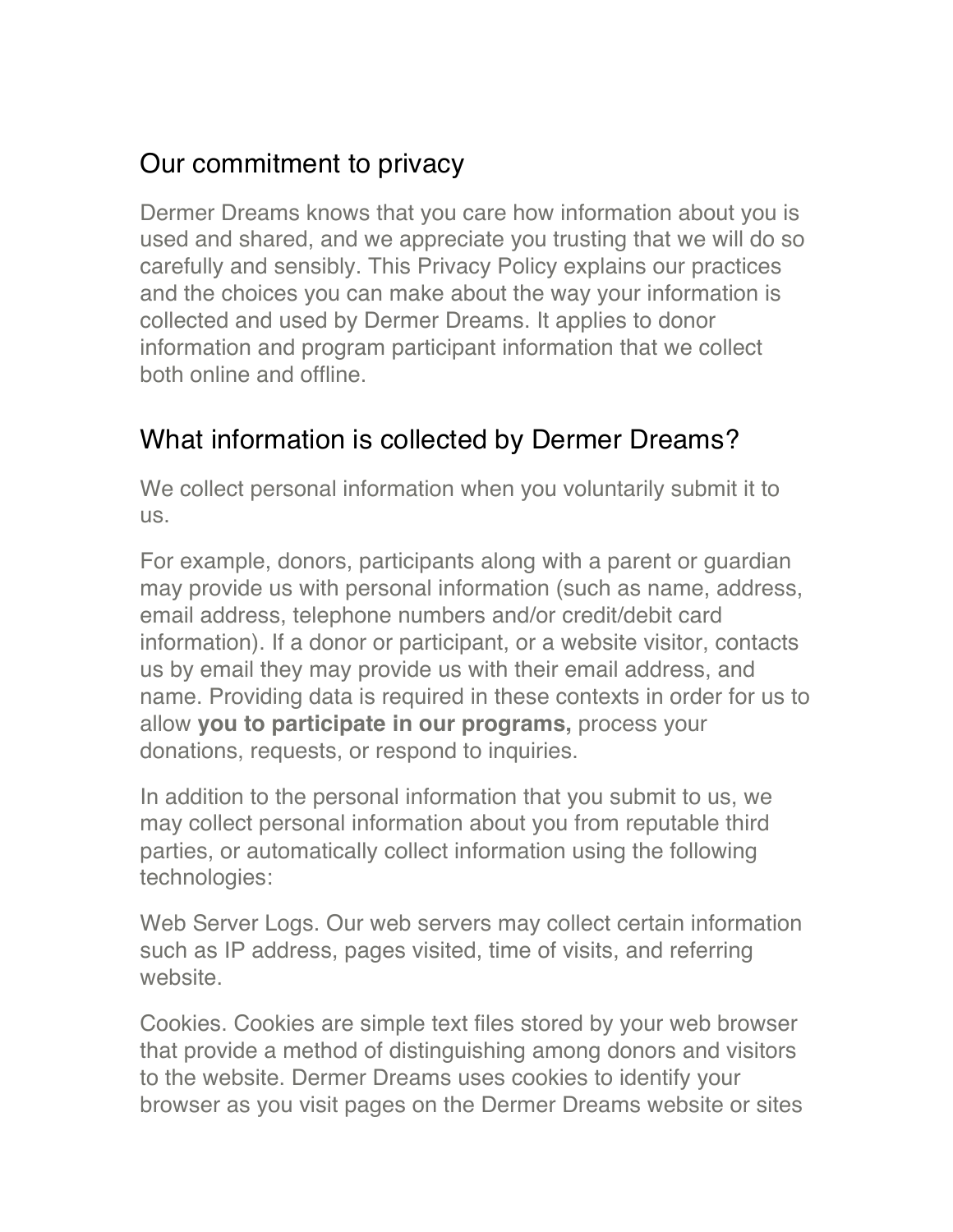## Our commitment to privacy

Dermer Dreams knows that you care how information about you is used and shared, and we appreciate you trusting that we will do so carefully and sensibly. This Privacy Policy explains our practices and the choices you can make about the way your information is collected and used by Dermer Dreams. It applies to donor information and program participant information that we collect both online and offline.

## What information is collected by Dermer Dreams?

We collect personal information when you voluntarily submit it to us.

For example, donors, participants along with a parent or guardian may provide us with personal information (such as name, address, email address, telephone numbers and/or credit/debit card information). If a donor or participant, or a website visitor, contacts us by email they may provide us with their email address, and name. Providing data is required in these contexts in order for us to allow **you to participate in our programs,** process your donations, requests, or respond to inquiries.

In addition to the personal information that you submit to us, we may collect personal information about you from reputable third parties, or automatically collect information using the following technologies:

Web Server Logs. Our web servers may collect certain information such as IP address, pages visited, time of visits, and referring website.

Cookies. Cookies are simple text files stored by your web browser that provide a method of distinguishing among donors and visitors to the website. Dermer Dreams uses cookies to identify your browser as you visit pages on the Dermer Dreams website or sites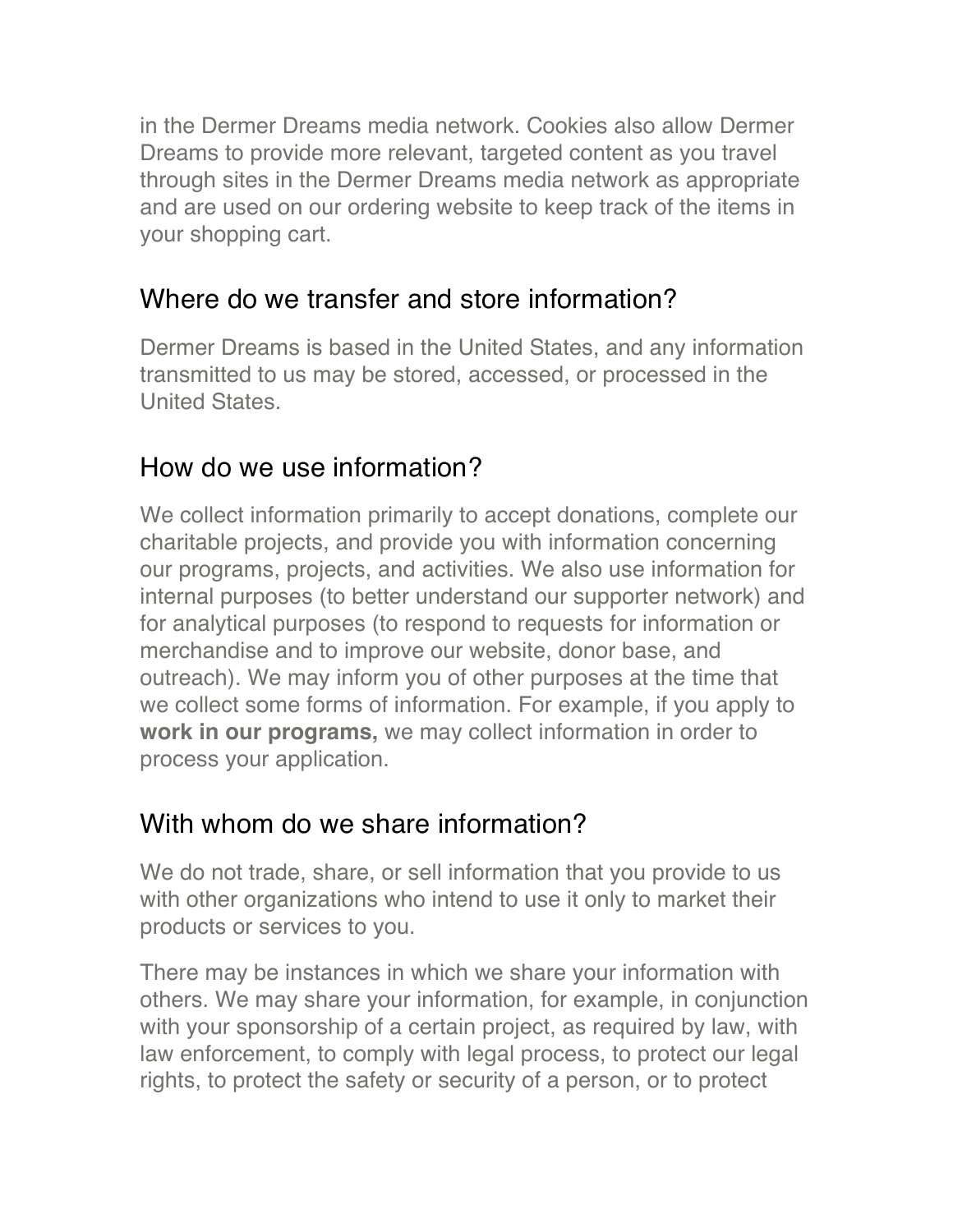in the Dermer Dreams media network. Cookies also allow Dermer Dreams to provide more relevant, targeted content as you travel through sites in the Dermer Dreams media network as appropriate and are used on our ordering website to keep track of the items in your shopping cart.

## Where do we transfer and store information?

Dermer Dreams is based in the United States, and any information transmitted to us may be stored, accessed, or processed in the United States.

## How do we use information?

We collect information primarily to accept donations, complete our charitable projects, and provide you with information concerning our programs, projects, and activities. We also use information for internal purposes (to better understand our supporter network) and for analytical purposes (to respond to requests for information or merchandise and to improve our website, donor base, and outreach). We may inform you of other purposes at the time that we collect some forms of information. For example, if you apply to **work in our programs,** we may collect information in order to process your application.

## With whom do we share information?

We do not trade, share, or sell information that you provide to us with other organizations who intend to use it only to market their products or services to you.

There may be instances in which we share your information with others. We may share your information, for example, in conjunction with your sponsorship of a certain project, as required by law, with law enforcement, to comply with legal process, to protect our legal rights, to protect the safety or security of a person, or to protect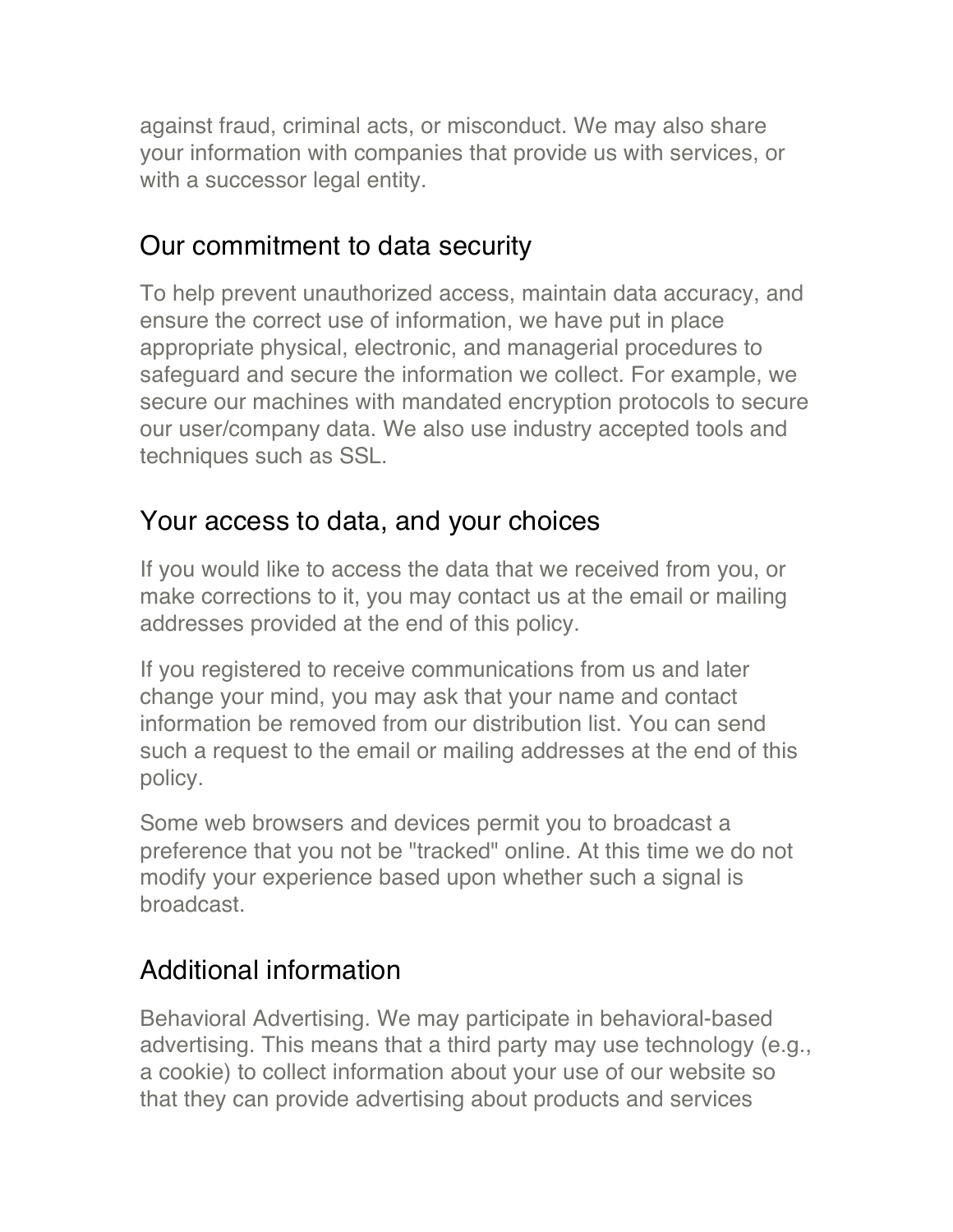against fraud, criminal acts, or misconduct. We may also share your information with companies that provide us with services, or with a successor legal entity.

## Our commitment to data security

To help prevent unauthorized access, maintain data accuracy, and ensure the correct use of information, we have put in place appropriate physical, electronic, and managerial procedures to safeguard and secure the information we collect. For example, we secure our machines with mandated encryption protocols to secure our user/company data. We also use industry accepted tools and techniques such as SSL.

## Your access to data, and your choices

If you would like to access the data that we received from you, or make corrections to it, you may contact us at the email or mailing addresses provided at the end of this policy.

If you registered to receive communications from us and later change your mind, you may ask that your name and contact information be removed from our distribution list. You can send such a request to the email or mailing addresses at the end of this policy.

Some web browsers and devices permit you to broadcast a preference that you not be "tracked" online. At this time we do not modify your experience based upon whether such a signal is broadcast.

## Additional information

Behavioral Advertising. We may participate in behavioral-based advertising. This means that a third party may use technology (e.g., a cookie) to collect information about your use of our website so that they can provide advertising about products and services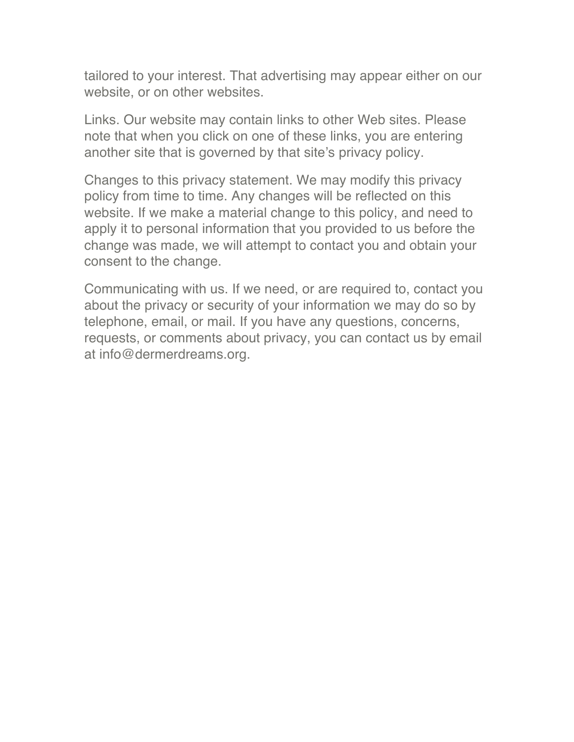tailored to your interest. That advertising may appear either on our website, or on other websites.

Links. Our website may contain links to other Web sites. Please note that when you click on one of these links, you are entering another site that is governed by that site's privacy policy.

Changes to this privacy statement. We may modify this privacy policy from time to time. Any changes will be reflected on this website. If we make a material change to this policy, and need to apply it to personal information that you provided to us before the change was made, we will attempt to contact you and obtain your consent to the change.

Communicating with us. If we need, or are required to, contact you about the privacy or security of your information we may do so by telephone, email, or mail. If you have any questions, concerns, requests, or comments about privacy, you can contact us by email at info@dermerdreams.org.